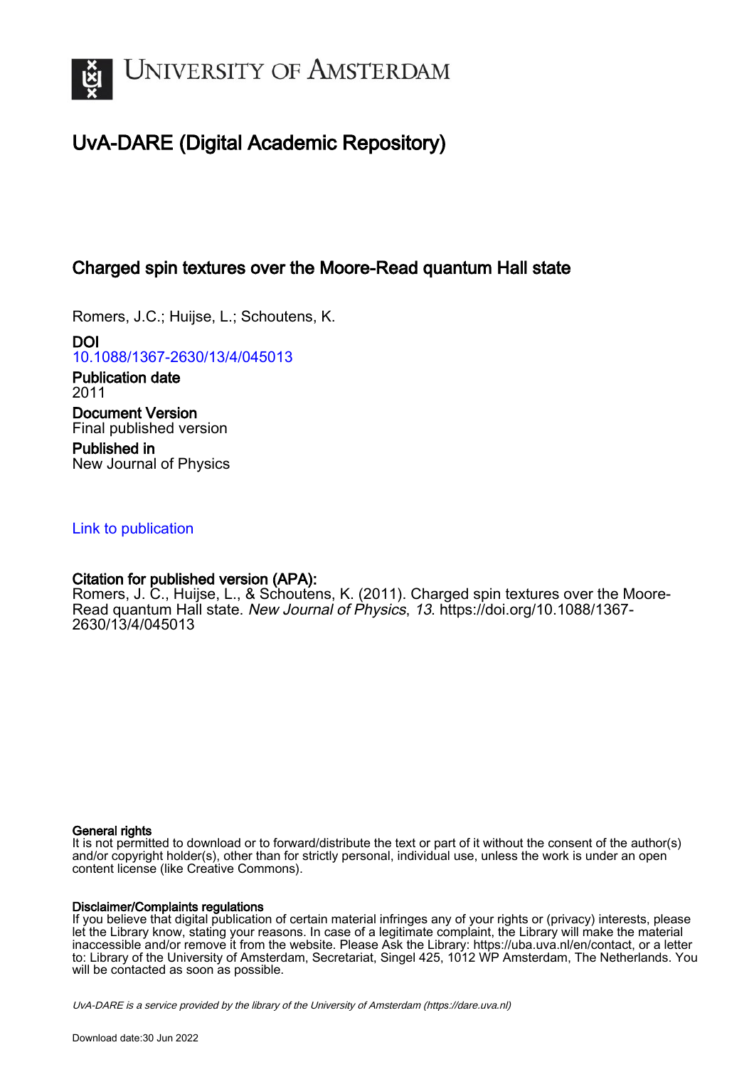# UvA-DARE (Digital Academic Repository)

## Charged spin textures over the Moore-Read quantum Hall state

Romers, J.C.; Huijse, L.; Schoutens, K.

**DOI**
10.1088/1367-2630/13/4/045013

**Publication date**
2011

**Document Version**
Final published version

**Published in**
New Journal of Physics

Link to publication

**Citation for published version (APA):**
Romers, J. C., Huijse, L., & Schoutens, K. (2011). Charged spin textures over the Moore-Read quantum Hall state. *New Journal of Physics*, *13*. https://doi.org/10.1088/1367-2630/13/4/045013

**General rights**
It is not permitted to download or to forward/distribute the text or part of it without the consent of the author(s) and/or copyright holder(s), other than for strictly personal, individual use, unless the work is under an open content license (like Creative Commons).

**Disclaimer/Complaints regulations**
If you believe that digital publication of certain material infringes any of your rights or (privacy) interests, please let the Library know, stating your reasons. In case of a legitimate complaint, the Library will make the material inaccessible and/or remove it from the website. Please Ask the Library: https://uba.uva.nl/en/contact, or a letter to: Library of the University of Amsterdam, Secretariat, Singel 425, 1012 WP Amsterdam, The Netherlands. You will be contacted as soon as possible.

*UvA-DARE is a service provided by the library of the University of Amsterdam (https://dare.uva.nl)*

Download date:30 Jun 2022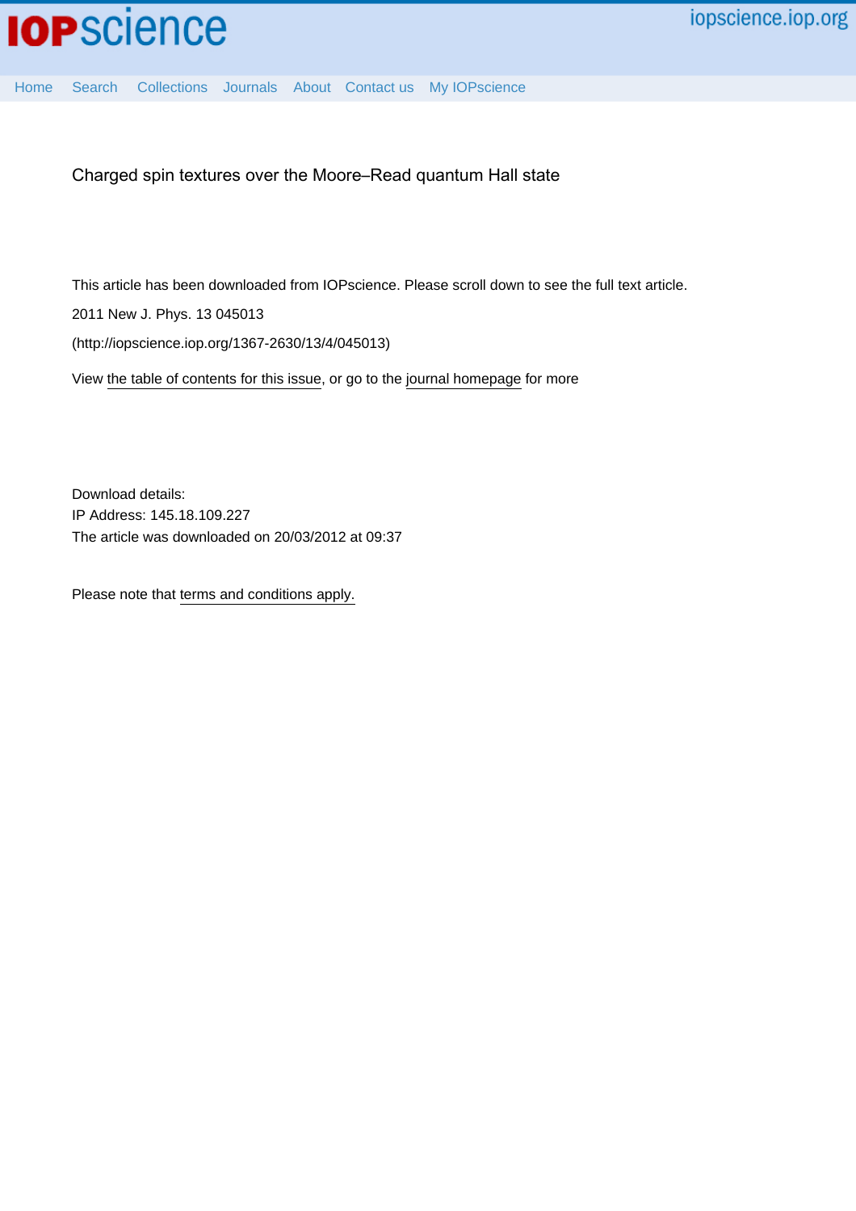Charged spin textures over the Moore–Read quantum Hall state

This article has been downloaded from IOPscience. Please scroll down to see the full text article.

2011 New J. Phys. 13 045013

(http://iopscience.iop.org/1367-2630/13/4/045013)

View the table of contents for this issue, or go to the journal homepage for more

Download details:

IP Address: 145.18.109.227

The article was downloaded on 20/03/2012 at 09:37

Please note that terms and conditions apply.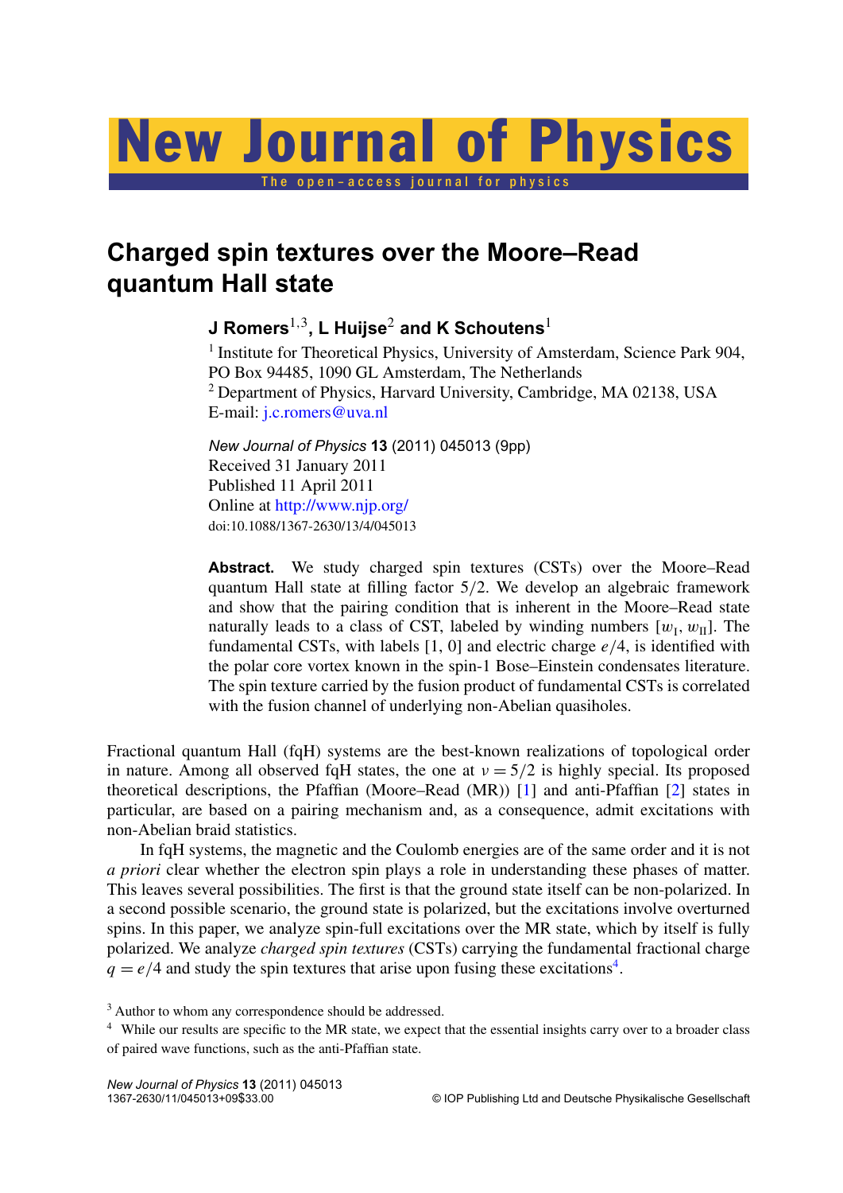# Charged spin textures over the Moore–Read quantum Hall state

**J Romers[1,3], L Huijse[2] and K Schoutens[1]**

[1] Institute for Theoretical Physics, University of Amsterdam, Science Park 904, PO Box 94485, 1090 GL Amsterdam, The Netherlands
[2] Department of Physics, Harvard University, Cambridge, MA 02138, USA
E-mail: j.c.romers@uva.nl

*New Journal of Physics* **13** (2011) 045013 (9pp)
Received 31 January 2011
Published 11 April 2011
Online at http://www.njp.org/
doi:10.1088/1367-2630/13/4/045013

**Abstract.** We study charged spin textures (CSTs) over the Moore–Read quantum Hall state at filling factor 5/2. We develop an algebraic framework and show that the pairing condition that is inherent in the Moore–Read state naturally leads to a class of CST, labeled by winding numbers $[w_{\mathrm{I}}, w_{\mathrm{II}}]$. The fundamental CSTs, with labels [1, 0] and electric charge $e/4$, is identified with the polar core vortex known in the spin-1 Bose–Einstein condensates literature. The spin texture carried by the fusion product of fundamental CSTs is correlated with the fusion channel of underlying non-Abelian quasiholes.

Fractional quantum Hall (fqH) systems are the best-known realizations of topological order in nature. Among all observed fqH states, the one at $\nu = 5/2$ is highly special. Its proposed theoretical descriptions, the Pfaffian (Moore–Read (MR)) [1] and anti-Pfaffian [2] states in particular, are based on a pairing mechanism and, as a consequence, admit excitations with non-Abelian braid statistics.

In fqH systems, the magnetic and the Coulomb energies are of the same order and it is not *a priori* clear whether the electron spin plays a role in understanding these phases of matter. This leaves several possibilities. The first is that the ground state itself can be non-polarized. In a second possible scenario, the ground state is polarized, but the excitations involve overturned spins. In this paper, we analyze spin-full excitations over the MR state, which by itself is fully polarized. We analyze *charged spin textures* (CSTs) carrying the fundamental fractional charge $q = e/4$ and study the spin textures that arise upon fusing these excitations[4].

[3] Author to whom any correspondence should be addressed.
[4] While our results are specific to the MR state, we expect that the essential insights carry over to a broader class of paired wave functions, such as the anti-Pfaffian state.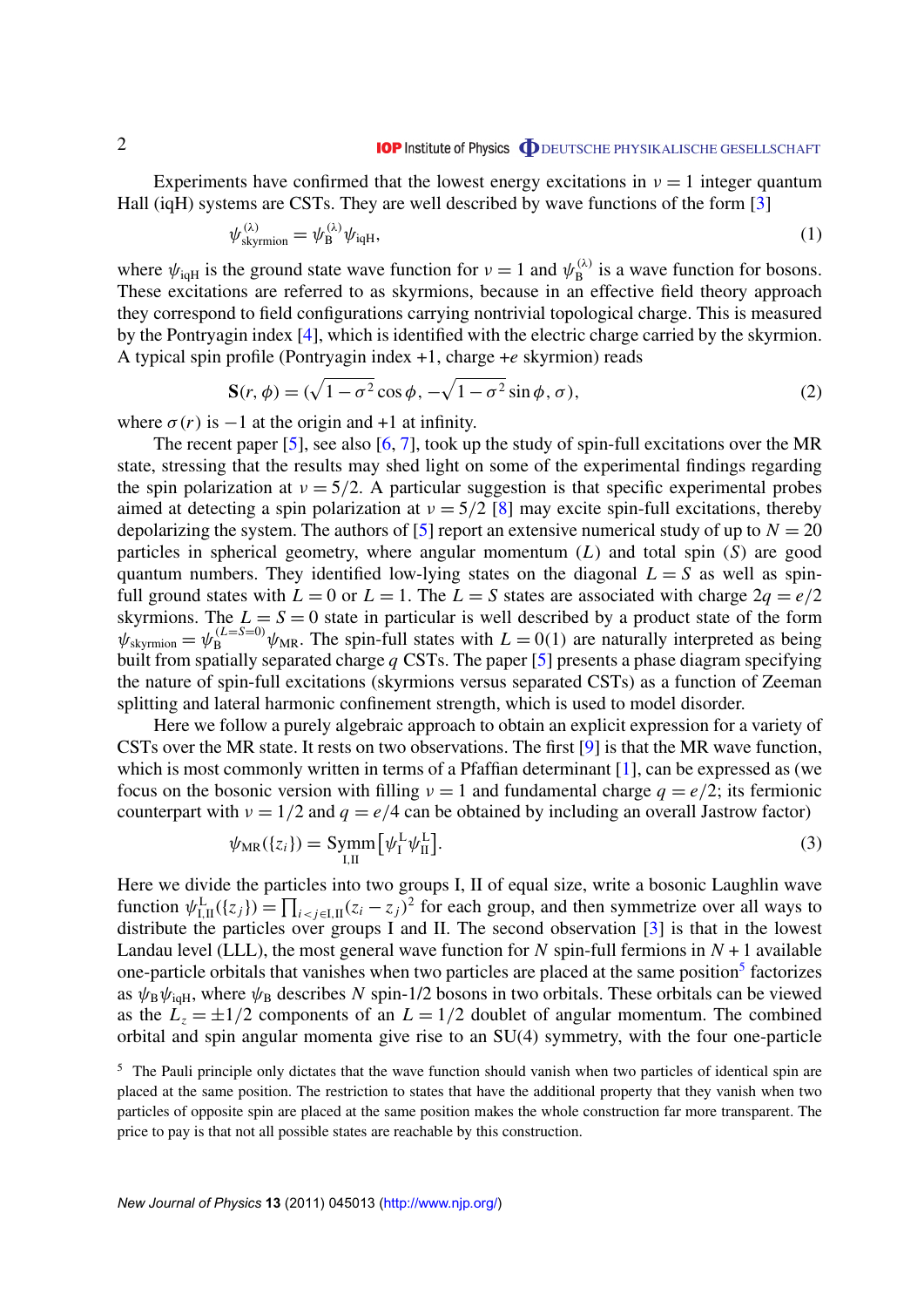Experiments have confirmed that the lowest energy excitations in $\nu = 1$ integer quantum Hall (iqH) systems are CSTs. They are well described by wave functions of the form [3]

$$\psi^{(\lambda)}_{\text{skyrmion}} = \psi^{(\lambda)}_{\text{B}} \psi_{\text{iqH}}, \tag{1}$$

where $\psi_{\text{iqH}}$ is the ground state wave function for $\nu = 1$ and $\psi^{(\lambda)}_{\text{B}}$ is a wave function for bosons. These excitations are referred to as skyrmions, because in an effective field theory approach they correspond to field configurations carrying nontrivial topological charge. This is measured by the Pontryagin index [4], which is identified with the electric charge carried by the skyrmion. A typical spin profile (Pontryagin index +1, charge $+e$ skyrmion) reads

$$\mathbf{S}(r, \phi) = (\sqrt{1-\sigma^2}\cos\phi, -\sqrt{1-\sigma^2}\sin\phi, \sigma), \tag{2}$$

where $\sigma(r)$ is $-1$ at the origin and $+1$ at infinity.

The recent paper [5], see also [6, 7], took up the study of spin-full excitations over the MR state, stressing that the results may shed light on some of the experimental findings regarding the spin polarization at $\nu = 5/2$. A particular suggestion is that specific experimental probes aimed at detecting a spin polarization at $\nu = 5/2$ [8] may excite spin-full excitations, thereby depolarizing the system. The authors of [5] report an extensive numerical study of up to $N = 20$ particles in spherical geometry, where angular momentum ($L$) and total spin ($S$) are good quantum numbers. They identified low-lying states on the diagonal $L = S$ as well as spin-full ground states with $L = 0$ or $L = 1$. The $L = S$ states are associated with charge $2q = e/2$ skyrmions. The $L = S = 0$ state in particular is well described by a product state of the form $\psi_{\text{skyrmion}} = \psi^{(L=S=0)}_{\text{B}} \psi_{\text{MR}}$. The spin-full states with $L = 0(1)$ are naturally interpreted as being built from spatially separated charge $q$ CSTs. The paper [5] presents a phase diagram specifying the nature of spin-full excitations (skyrmions versus separated CSTs) as a function of Zeeman splitting and lateral harmonic confinement strength, which is used to model disorder.

Here we follow a purely algebraic approach to obtain an explicit expression for a variety of CSTs over the MR state. It rests on two observations. The first [9] is that the MR wave function, which is most commonly written in terms of a Pfaffian determinant [1], can be expressed as (we focus on the bosonic version with filling $\nu = 1$ and fundamental charge $q = e/2$; its fermionic counterpart with $\nu = 1/2$ and $q = e/4$ can be obtained by including an overall Jastrow factor)

$$\psi_{\text{MR}}(\{z_i\}) = \underset{\text{I,II}}{\text{Symm}}\left[\psi^{\text{L}}_{\text{I}} \psi^{\text{L}}_{\text{II}}\right]. \tag{3}$$

Here we divide the particles into two groups I, II of equal size, write a bosonic Laughlin wave function $\psi^{\text{L}}_{\text{I,II}}(\{z_j\}) = \prod_{i<j \in \text{I,II}} (z_i - z_j)^2$ for each group, and then symmetrize over all ways to distribute the particles over groups I and II. The second observation [3] is that in the lowest Landau level (LLL), the most general wave function for $N$ spin-full fermions in $N + 1$ available one-particle orbitals that vanishes when two particles are placed at the same position[5] factorizes as $\psi_{\text{B}} \psi_{\text{iqH}}$, where $\psi_{\text{B}}$ describes $N$ spin-1/2 bosons in two orbitals. These orbitals can be viewed as the $L_z = \pm 1/2$ components of an $L = 1/2$ doublet of angular momentum. The combined orbital and spin angular momenta give rise to an SU(4) symmetry, with the four one-particle

[5] The Pauli principle only dictates that the wave function should vanish when two particles of identical spin are placed at the same position. The restriction to states that have the additional property that they vanish when two particles of opposite spin are placed at the same position makes the whole construction far more transparent. The price to pay is that not all possible states are reachable by this construction.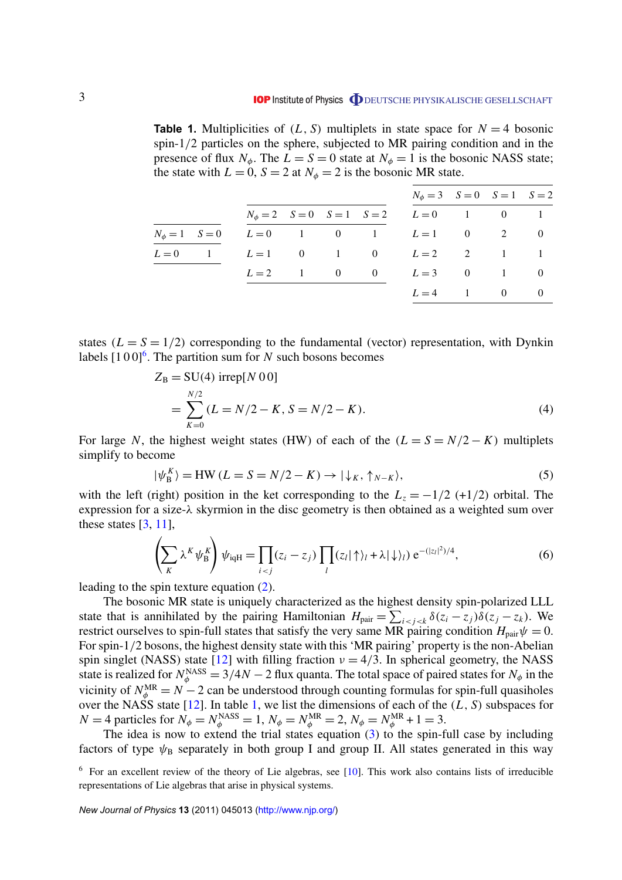**Table 1.** Multiplicities of $(L, S)$ multiplets in state space for $N = 4$ bosonic spin-1/2 particles on the sphere, subjected to MR pairing condition and in the presence of flux $N_\phi$. The $L = S = 0$ state at $N_\phi = 1$ is the bosonic NASS state; the state with $L = 0$, $S = 2$ at $N_\phi = 2$ is the bosonic MR state.

| $N_\phi = 1$ | $S = 0$ |
|---|---|
| $L = 0$ | 1 |

| $N_\phi = 2$ | $S = 0$ | $S = 1$ | $S = 2$ |
|---|---|---|---|
| $L = 0$ | 1 | 0 | 1 |
| $L = 1$ | 0 | 1 | 0 |
| $L = 2$ | 1 | 0 | 0 |

| $N_\phi = 3$ | $S = 0$ | $S = 1$ | $S = 2$ |
|---|---|---|---|
| $L = 0$ | 1 | 0 | 1 |
| $L = 1$ | 0 | 2 | 0 |
| $L = 2$ | 2 | 1 | 1 |
| $L = 3$ | 0 | 1 | 0 |
| $L = 4$ | 1 | 0 | 0 |

states ($L = S = 1/2$) corresponding to the fundamental (vector) representation, with Dynkin labels [1 0 0][6]. The partition sum for $N$ such bosons becomes

$$Z_{\rm B} = \text{SU(4) irrep}[N\,0\,0] \\ = \sum_{K=0}^{N/2} (L = N/2 - K, S = N/2 - K). \tag{4}$$

For large $N$, the highest weight states (HW) of each of the $(L = S = N/2 - K)$ multiplets simplify to become

$$|\psi_{\rm B}^K\rangle = \text{HW}\,(L = S = N/2 - K) \rightarrow |\downarrow_K, \uparrow_{N-K}\rangle, \tag{5}$$

with the left (right) position in the ket corresponding to the $L_z = -1/2$ (+1/2) orbital. The expression for a size-$\lambda$ skyrmion in the disc geometry is then obtained as a weighted sum over these states [3, 11],

$$\left(\sum_K \lambda^K \psi_{\rm B}^K\right) \psi_{\rm iqH} = \prod_{i<j}(z_i - z_j) \prod_l (z_l|\uparrow\rangle_l + \lambda|\downarrow\rangle_l)\, {\rm e}^{-(|z_l|^2)/4}, \tag{6}$$

leading to the spin texture equation (2).

The bosonic MR state is uniquely characterized as the highest density spin-polarized LLL state that is annihilated by the pairing Hamiltonian $H_{\rm pair} = \sum_{i<j<k} \delta(z_i - z_j)\delta(z_j - z_k)$. We restrict ourselves to spin-full states that satisfy the very same MR pairing condition $H_{\rm pair}\psi = 0$. For spin-1/2 bosons, the highest density state with this 'MR pairing' property is the non-Abelian spin singlet (NASS) state [12] with filling fraction $\nu = 4/3$. In spherical geometry, the NASS state is realized for $N_\phi^{\rm NASS} = 3/4N - 2$ flux quanta. The total space of paired states for $N_\phi$ in the vicinity of $N_\phi^{\rm MR} = N - 2$ can be understood through counting formulas for spin-full quasiholes over the NASS state [12]. In table 1, we list the dimensions of each of the $(L, S)$ subspaces for $N = 4$ particles for $N_\phi = N_\phi^{\rm NASS} = 1$, $N_\phi = N_\phi^{\rm MR} = 2$, $N_\phi = N_\phi^{\rm MR} + 1 = 3$.

The idea is now to extend the trial states equation (3) to the spin-full case by including factors of type $\psi_{\rm B}$ separately in both group I and group II. All states generated in this way

[6] For an excellent review of the theory of Lie algebras, see [10]. This work also contains lists of irreducible representations of Lie algebras that arise in physical systems.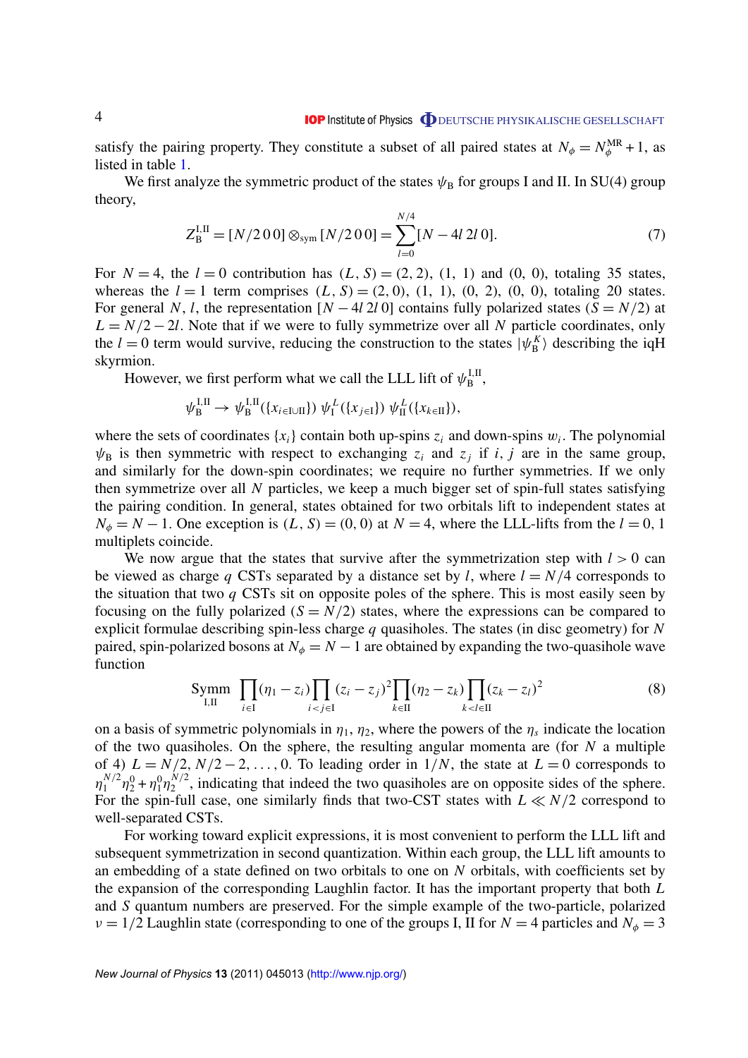satisfy the pairing property. They constitute a subset of all paired states at $N_\phi = N_\phi^{\rm MR}+1$, as listed in table 1.

We first analyze the symmetric product of the states $\psi_{\rm B}$ for groups I and II. In SU(4) group theory,

$$Z_{\rm B}^{\rm I,II} = [N/2\,0\,0] \otimes_{\rm sym} [N/2\,0\,0] = \sum_{l=0}^{N/4} [N-4l\;2l\;0]. \tag{7}$$

For $N=4$, the $l=0$ contribution has $(L,S)=(2,2)$, $(1,1)$ and $(0,0)$, totaling 35 states, whereas the $l=1$ term comprises $(L,S)=(2,0)$, $(1,1)$, $(0,2)$, $(0,0)$, totaling 20 states. For general $N$, $l$, the representation $[N-4l\;2l\;0]$ contains fully polarized states ($S=N/2$) at $L=N/2-2l$. Note that if we were to fully symmetrize over all $N$ particle coordinates, only the $l=0$ term would survive, reducing the construction to the states $|\psi_{\rm B}^K\rangle$ describing the iqH skyrmion.

However, we first perform what we call the LLL lift of $\psi_{\rm B}^{\rm I,II}$,

$$\psi_{\rm B}^{\rm I,II} \to \psi_{\rm B}^{\rm I,II}(\{x_{i\in {\rm I}\cup{\rm II}}\})\;\psi_{\rm I}^{L}(\{x_{j\in{\rm I}}\})\;\psi_{\rm II}^{L}(\{x_{k\in{\rm II}}\}),$$

where the sets of coordinates $\{x_i\}$ contain both up-spins $z_i$ and down-spins $w_i$. The polynomial $\psi_{\rm B}$ is then symmetric with respect to exchanging $z_i$ and $z_j$ if $i$, $j$ are in the same group, and similarly for the down-spin coordinates; we require no further symmetries. If we only then symmetrize over all $N$ particles, we keep a much bigger set of spin-full states satisfying the pairing condition. In general, states obtained for two orbitals lift to independent states at $N_\phi = N-1$. One exception is $(L,S)=(0,0)$ at $N=4$, where the LLL-lifts from the $l=0,1$ multiplets coincide.

We now argue that the states that survive after the symmetrization step with $l>0$ can be viewed as charge $q$ CSTs separated by a distance set by $l$, where $l=N/4$ corresponds to the situation that two $q$ CSTs sit on opposite poles of the sphere. This is most easily seen by focusing on the fully polarized ($S=N/2$) states, where the expressions can be compared to explicit formulae describing spin-less charge $q$ quasiholes. The states (in disc geometry) for $N$ paired, spin-polarized bosons at $N_\phi = N-1$ are obtained by expanding the two-quasihole wave function

$$\underset{\rm I,II}{\rm Symm} \prod_{i\in{\rm I}}(\eta_1 - z_i)\prod_{i<j\in{\rm I}}(z_i-z_j)^2 \prod_{k\in{\rm II}}(\eta_2 - z_k)\prod_{k<l\in{\rm II}}(z_k-z_l)^2 \tag{8}$$

on a basis of symmetric polynomials in $\eta_1$, $\eta_2$, where the powers of the $\eta_s$ indicate the location of the two quasiholes. On the sphere, the resulting angular momenta are (for $N$ a multiple of 4) $L=N/2, N/2-2, \ldots, 0$. To leading order in $1/N$, the state at $L=0$ corresponds to $\eta_1^{N/2}\eta_2^0 + \eta_1^0\eta_2^{N/2}$, indicating that indeed the two quasiholes are on opposite sides of the sphere. For the spin-full case, one similarly finds that two-CST states with $L \ll N/2$ correspond to well-separated CSTs.

For working toward explicit expressions, it is most convenient to perform the LLL lift and subsequent symmetrization in second quantization. Within each group, the LLL lift amounts to an embedding of a state defined on two orbitals to one on $N$ orbitals, with coefficients set by the expansion of the corresponding Laughlin factor. It has the important property that both $L$ and $S$ quantum numbers are preserved. For the simple example of the two-particle, polarized $\nu=1/2$ Laughlin state (corresponding to one of the groups I, II for $N=4$ particles and $N_\phi=3$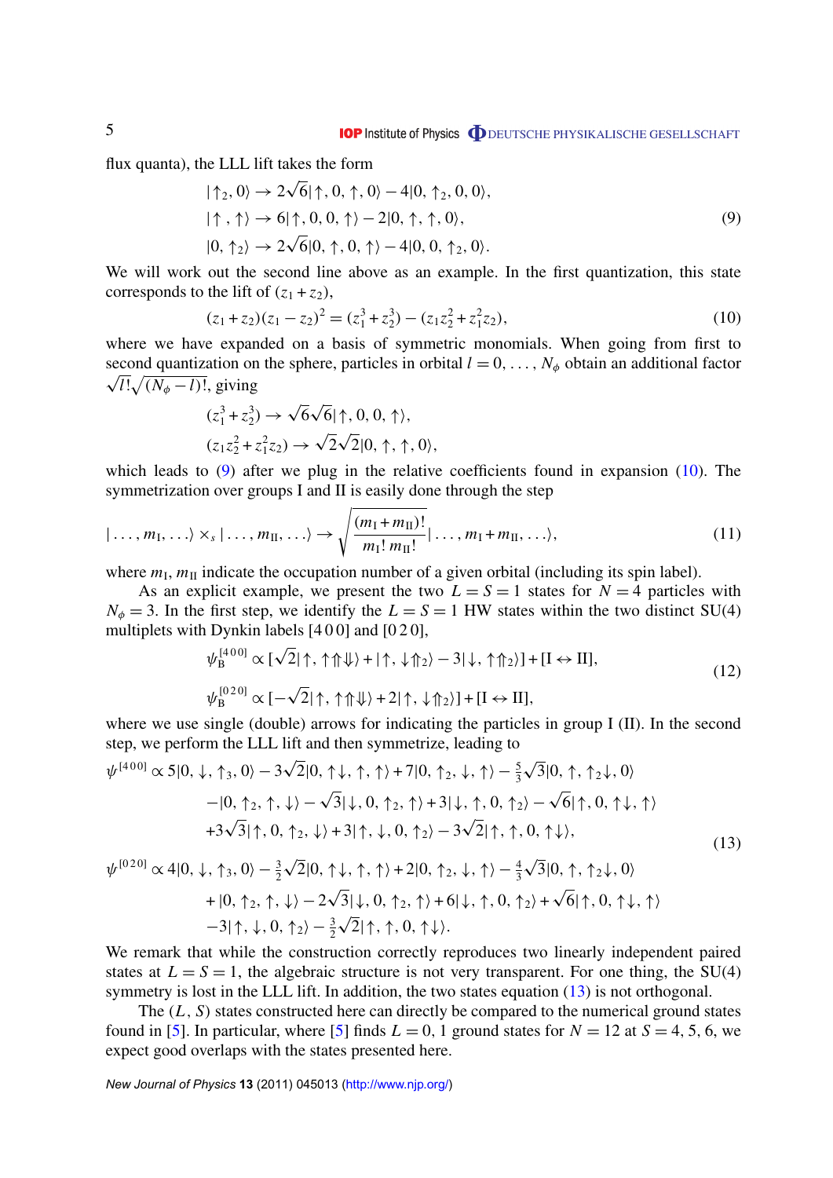flux quanta), the LLL lift takes the form

$$
\begin{aligned}
|\uparrow_2, 0\rangle &\to 2\sqrt{6}|\uparrow, 0, \uparrow, 0\rangle - 4|0, \uparrow_2, 0, 0\rangle, \\
|\uparrow, \uparrow\rangle &\to 6|\uparrow, 0, 0, \uparrow\rangle - 2|0, \uparrow, \uparrow, 0\rangle, \\
|0, \uparrow_2\rangle &\to 2\sqrt{6}|0, \uparrow, 0, \uparrow\rangle - 4|0, 0, \uparrow_2, 0\rangle.
\end{aligned}
\tag{9}
$$

We will work out the second line above as an example. In the first quantization, this state corresponds to the lift of $(z_1 + z_2)$,

$$
(z_1 + z_2)(z_1 - z_2)^2 = (z_1^3 + z_2^3) - (z_1 z_2^2 + z_1^2 z_2),
\tag{10}
$$

where we have expanded on a basis of symmetric monomials. When going from first to second quantization on the sphere, particles in orbital $l = 0, \ldots, N_\phi$ obtain an additional factor $\sqrt{l!}\sqrt{(N_\phi - l)!}$, giving

$$
\begin{aligned}
(z_1^3 + z_2^3) &\to \sqrt{6}\sqrt{6}|\uparrow, 0, 0, \uparrow\rangle, \\
(z_1 z_2^2 + z_1^2 z_2) &\to \sqrt{2}\sqrt{2}|0, \uparrow, \uparrow, 0\rangle,
\end{aligned}
$$

which leads to (9) after we plug in the relative coefficients found in expansion (10). The symmetrization over groups I and II is easily done through the step

$$
|\ldots, m_{\mathrm{I}}, \ldots\rangle \times_s |\ldots, m_{\mathrm{II}}, \ldots\rangle \to \sqrt{\frac{(m_{\mathrm{I}} + m_{\mathrm{II}})!}{m_{\mathrm{I}}!\, m_{\mathrm{II}}!}}|\ldots, m_{\mathrm{I}} + m_{\mathrm{II}}, \ldots\rangle,
\tag{11}
$$

where $m_{\mathrm{I}}$, $m_{\mathrm{II}}$ indicate the occupation number of a given orbital (including its spin label).

As an explicit example, we present the two $L = S = 1$ states for $N = 4$ particles with $N_\phi = 3$. In the first step, we identify the $L = S = 1$ HW states within the two distinct SU(4) multiplets with Dynkin labels [4 0 0] and [0 2 0],

$$
\begin{aligned}
\psi_{\mathrm{B}}^{[4\,0\,0]} &\propto [\sqrt{2}|\uparrow, \uparrow\Uparrow\Downarrow\rangle + |\uparrow, \downarrow\Uparrow_2\rangle - 3|\downarrow, \uparrow\Uparrow_2\rangle] + [\mathrm{I} \leftrightarrow \mathrm{II}], \\
\psi_{\mathrm{B}}^{[0\,2\,0]} &\propto [-\sqrt{2}|\uparrow, \uparrow\Uparrow\Downarrow\rangle + 2|\uparrow, \downarrow\Uparrow_2\rangle] + [\mathrm{I} \leftrightarrow \mathrm{II}],
\end{aligned}
\tag{12}
$$

where we use single (double) arrows for indicating the particles in group I (II). In the second step, we perform the LLL lift and then symmetrize, leading to

$$
\begin{aligned}
\psi^{[4\,0\,0]} \propto\; & 5|0, \downarrow, \uparrow_3, 0\rangle - 3\sqrt{2}|0, \uparrow\downarrow, \uparrow, \uparrow\rangle + 7|0, \uparrow_2, \downarrow, \uparrow\rangle - \tfrac{5}{3}\sqrt{3}|0, \uparrow, \uparrow_2\downarrow, 0\rangle \\
& - |0, \uparrow_2, \uparrow, \downarrow\rangle - \sqrt{3}|\downarrow, 0, \uparrow_2, \uparrow\rangle + 3|\downarrow, \uparrow, 0, \uparrow_2\rangle - \sqrt{6}|\uparrow, 0, \uparrow\downarrow, \uparrow\rangle \\
& + 3\sqrt{3}|\uparrow, 0, \uparrow_2, \downarrow\rangle + 3|\uparrow, \downarrow, 0, \uparrow_2\rangle - 3\sqrt{2}|\uparrow, \uparrow, 0, \uparrow\downarrow\rangle, \\
\psi^{[0\,2\,0]} \propto\; & 4|0, \downarrow, \uparrow_3, 0\rangle - \tfrac{3}{2}\sqrt{2}|0, \uparrow\downarrow, \uparrow, \uparrow\rangle + 2|0, \uparrow_2, \downarrow, \uparrow\rangle - \tfrac{4}{3}\sqrt{3}|0, \uparrow, \uparrow_2\downarrow, 0\rangle \\
& + |0, \uparrow_2, \uparrow, \downarrow\rangle - 2\sqrt{3}|\downarrow, 0, \uparrow_2, \uparrow\rangle + 6|\downarrow, \uparrow, 0, \uparrow_2\rangle + \sqrt{6}|\uparrow, 0, \uparrow\downarrow, \uparrow\rangle \\
& - 3|\uparrow, \downarrow, 0, \uparrow_2\rangle - \tfrac{3}{2}\sqrt{2}|\uparrow, \uparrow, 0, \uparrow\downarrow\rangle.
\end{aligned}
\tag{13}
$$

We remark that while the construction correctly reproduces two linearly independent paired states at $L = S = 1$, the algebraic structure is not very transparent. For one thing, the SU(4) symmetry is lost in the LLL lift. In addition, the two states equation (13) is not orthogonal.

The $(L, S)$ states constructed here can directly be compared to the numerical ground states found in [5]. In particular, where [5] finds $L = 0, 1$ ground states for $N = 12$ at $S = 4, 5, 6$, we expect good overlaps with the states presented here.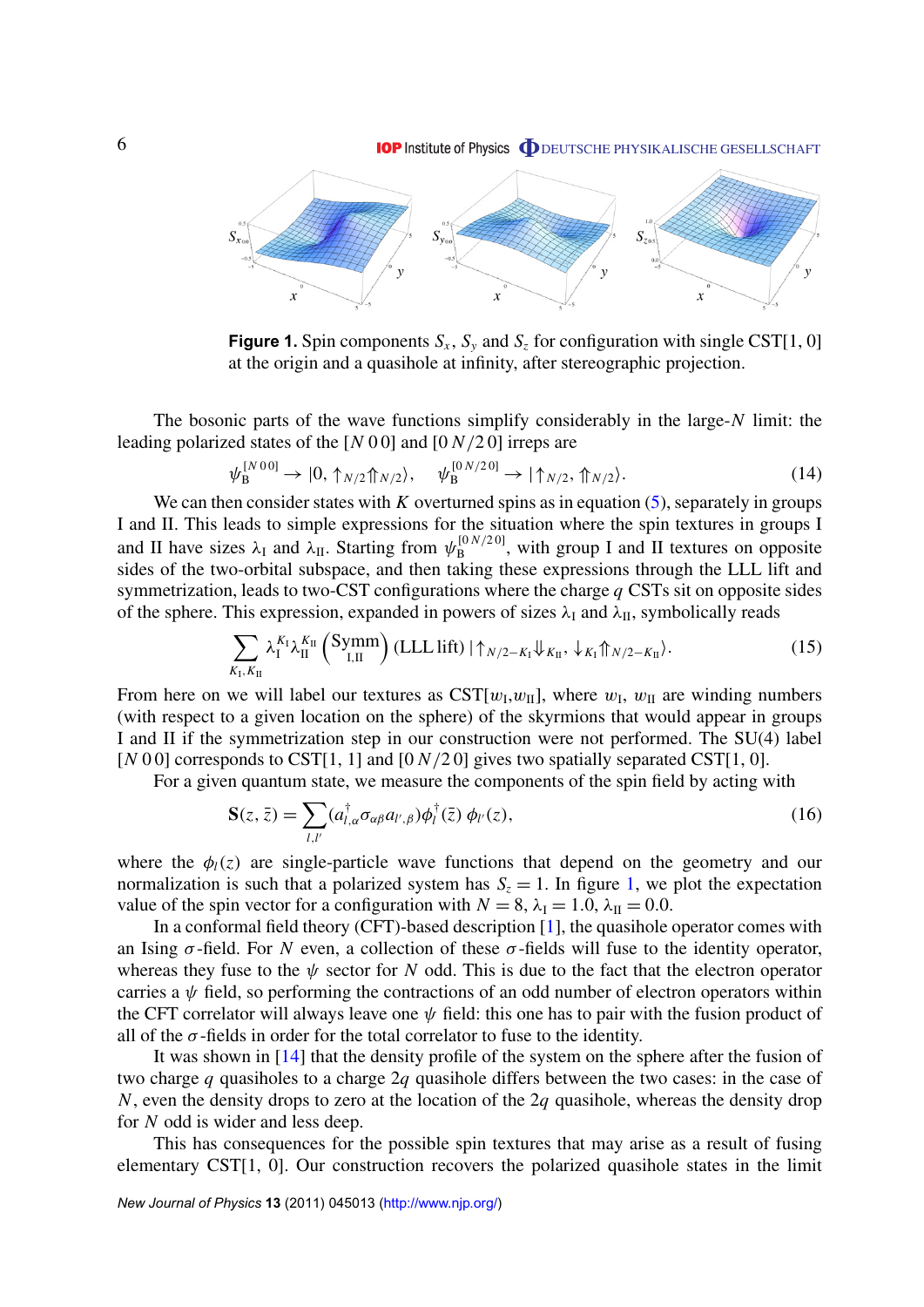**Figure 1.** Spin components $S_x$, $S_y$ and $S_z$ for configuration with single CST[1, 0] at the origin and a quasihole at infinity, after stereographic projection.

The bosonic parts of the wave functions simplify considerably in the large-$N$ limit: the leading polarized states of the $[N\,0\,0]$ and $[0\,N/2\,0]$ irreps are

$$\psi_{\rm B}^{[N\,0\,0]} \to |0, \uparrow_{N/2}\Uparrow_{N/2}\rangle, \quad \psi_{\rm B}^{[0\,N/2\,0]} \to |\uparrow_{N/2}, \Uparrow_{N/2}\rangle. \tag{14}$$

We can then consider states with $K$ overturned spins as in equation (5), separately in groups I and II. This leads to simple expressions for the situation where the spin textures in groups I and II have sizes $\lambda_{\rm I}$ and $\lambda_{\rm II}$. Starting from $\psi_{\rm B}^{[0\,N/2\,0]}$, with group I and II textures on opposite sides of the two-orbital subspace, and then taking these expressions through the LLL lift and symmetrization, leads to two-CST configurations where the charge $q$ CSTs sit on opposite sides of the sphere. This expression, expanded in powers of sizes $\lambda_{\rm I}$ and $\lambda_{\rm II}$, symbolically reads

$$\sum_{K_{\rm I},K_{\rm II}} \lambda_{\rm I}^{K_{\rm I}}\lambda_{\rm II}^{K_{\rm II}} \left(\underset{\rm I,II}{\rm Symm}\right) (\text{LLL lift})\, |\uparrow_{N/2-K_{\rm I}}\Downarrow_{K_{\rm II}}, \downarrow_{K_{\rm I}}\Uparrow_{N/2-K_{\rm II}}\rangle. \tag{15}$$

From here on we will label our textures as CST[$w_{\rm I}$,$w_{\rm II}$], where $w_{\rm I}$, $w_{\rm II}$ are winding numbers (with respect to a given location on the sphere) of the skyrmions that would appear in groups I and II if the symmetrization step in our construction were not performed. The SU(4) label $[N\,0\,0]$ corresponds to CST[1, 1] and $[0\,N/2\,0]$ gives two spatially separated CST[1, 0].

For a given quantum state, we measure the components of the spin field by acting with

$$\mathbf{S}(z,\bar{z}) = \sum_{l,l'} (a^{\dagger}_{l,\alpha}\sigma_{\alpha\beta}a_{l',\beta})\phi^{\dagger}_{l}(\bar{z})\,\phi_{l'}(z), \tag{16}$$

where the $\phi_l(z)$ are single-particle wave functions that depend on the geometry and our normalization is such that a polarized system has $S_z = 1$. In figure 1, we plot the expectation value of the spin vector for a configuration with $N = 8$, $\lambda_{\rm I} = 1.0$, $\lambda_{\rm II} = 0.0$.

In a conformal field theory (CFT)-based description [1], the quasihole operator comes with an Ising $\sigma$-field. For $N$ even, a collection of these $\sigma$-fields will fuse to the identity operator, whereas they fuse to the $\psi$ sector for $N$ odd. This is due to the fact that the electron operator carries a $\psi$ field, so performing the contractions of an odd number of electron operators within the CFT correlator will always leave one $\psi$ field: this one has to pair with the fusion product of all of the $\sigma$-fields in order for the total correlator to fuse to the identity.

It was shown in [14] that the density profile of the system on the sphere after the fusion of two charge $q$ quasiholes to a charge $2q$ quasihole differs between the two cases: in the case of $N$, even the density drops to zero at the location of the $2q$ quasihole, whereas the density drop for $N$ odd is wider and less deep.

This has consequences for the possible spin textures that may arise as a result of fusing elementary CST[1, 0]. Our construction recovers the polarized quasihole states in the limit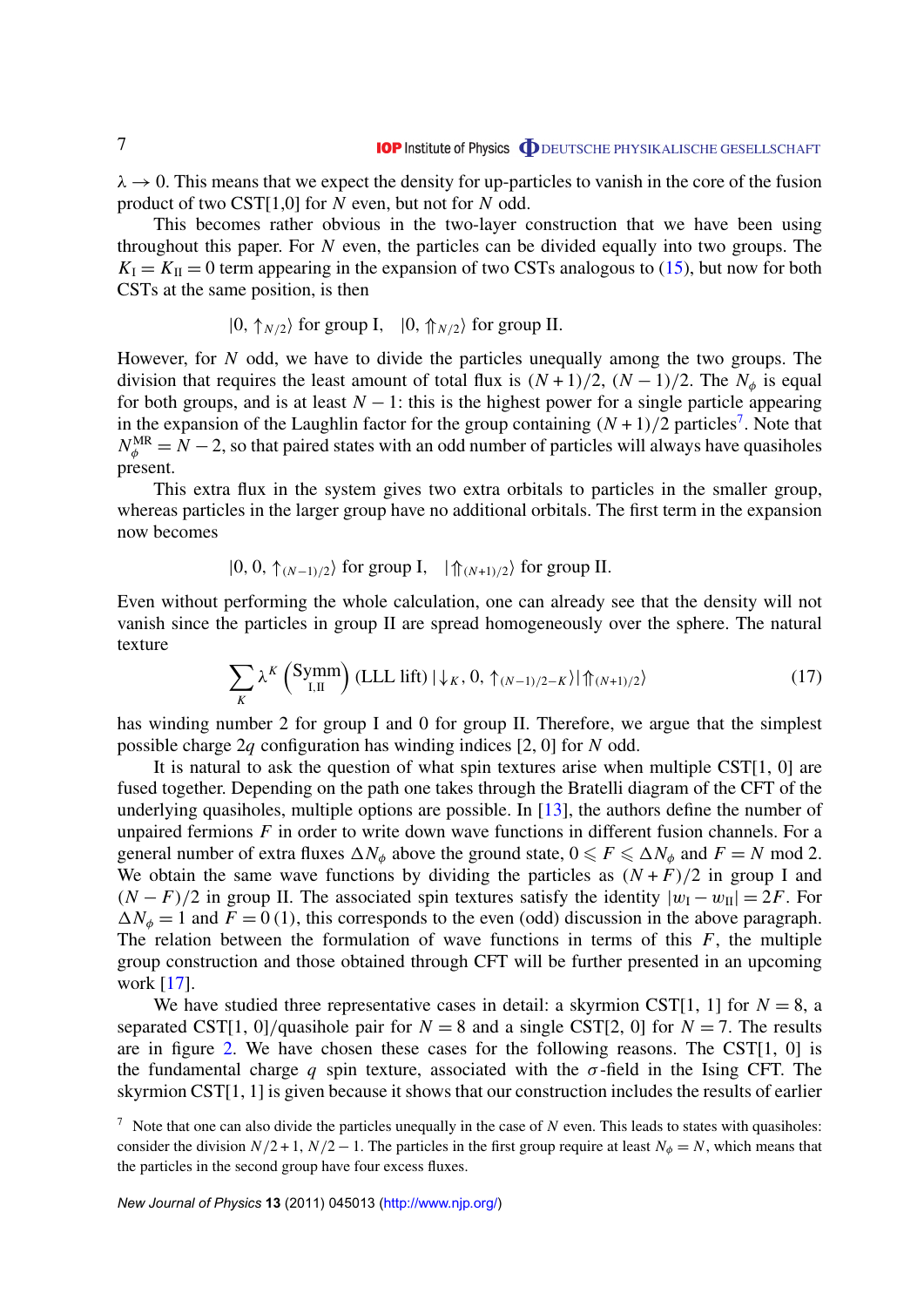$\lambda \to 0$. This means that we expect the density for up-particles to vanish in the core of the fusion product of two CST[1,0] for $N$ even, but not for $N$ odd.

This becomes rather obvious in the two-layer construction that we have been using throughout this paper. For $N$ even, the particles can be divided equally into two groups. The $K_{\rm I} = K_{\rm II} = 0$ term appearing in the expansion of two CSTs analogous to (15), but now for both CSTs at the same position, is then

$$|0, \uparrow_{N/2}\rangle \text{ for group I}, \quad |0, \Uparrow_{N/2}\rangle \text{ for group II}.$$

However, for $N$ odd, we have to divide the particles unequally among the two groups. The division that requires the least amount of total flux is $(N+1)/2$, $(N-1)/2$. The $N_\phi$ is equal for both groups, and is at least $N-1$: this is the highest power for a single particle appearing in the expansion of the Laughlin factor for the group containing $(N+1)/2$ particles[7]. Note that $N_\phi^{\rm MR} = N-2$, so that paired states with an odd number of particles will always have quasiholes present.

This extra flux in the system gives two extra orbitals to particles in the smaller group, whereas particles in the larger group have no additional orbitals. The first term in the expansion now becomes

$$|0, 0, \uparrow_{(N-1)/2}\rangle \text{ for group I}, \quad |\Uparrow_{(N+1)/2}\rangle \text{ for group II}.$$

Even without performing the whole calculation, one can already see that the density will not vanish since the particles in group II are spread homogeneously over the sphere. The natural texture

$$\sum_K \lambda^K \left(\underset{\rm I,II}{\rm Symm}\right) (\text{LLL lift}) \, |\downarrow_K, 0, \uparrow_{(N-1)/2-K}\rangle |\Uparrow_{(N+1)/2}\rangle \tag{17}$$

has winding number 2 for group I and 0 for group II. Therefore, we argue that the simplest possible charge $2q$ configuration has winding indices [2, 0] for $N$ odd.

It is natural to ask the question of what spin textures arise when multiple CST[1, 0] are fused together. Depending on the path one takes through the Bratelli diagram of the CFT of the underlying quasiholes, multiple options are possible. In [13], the authors define the number of unpaired fermions $F$ in order to write down wave functions in different fusion channels. For a general number of extra fluxes $\Delta N_\phi$ above the ground state, $0 \leqslant F \leqslant \Delta N_\phi$ and $F = N \bmod 2$. We obtain the same wave functions by dividing the particles as $(N+F)/2$ in group I and $(N-F)/2$ in group II. The associated spin textures satisfy the identity $|w_{\rm I} - w_{\rm II}| = 2F$. For $\Delta N_\phi = 1$ and $F = 0\,(1)$, this corresponds to the even (odd) discussion in the above paragraph. The relation between the formulation of wave functions in terms of this $F$, the multiple group construction and those obtained through CFT will be further presented in an upcoming work [17].

We have studied three representative cases in detail: a skyrmion CST[1, 1] for $N = 8$, a separated CST[1, 0]/quasihole pair for $N = 8$ and a single CST[2, 0] for $N = 7$. The results are in figure 2. We have chosen these cases for the following reasons. The CST[1, 0] is the fundamental charge $q$ spin texture, associated with the $\sigma$-field in the Ising CFT. The skyrmion CST[1, 1] is given because it shows that our construction includes the results of earlier

[7] Note that one can also divide the particles unequally in the case of $N$ even. This leads to states with quasiholes: consider the division $N/2+1$, $N/2-1$. The particles in the first group require at least $N_\phi = N$, which means that the particles in the second group have four excess fluxes.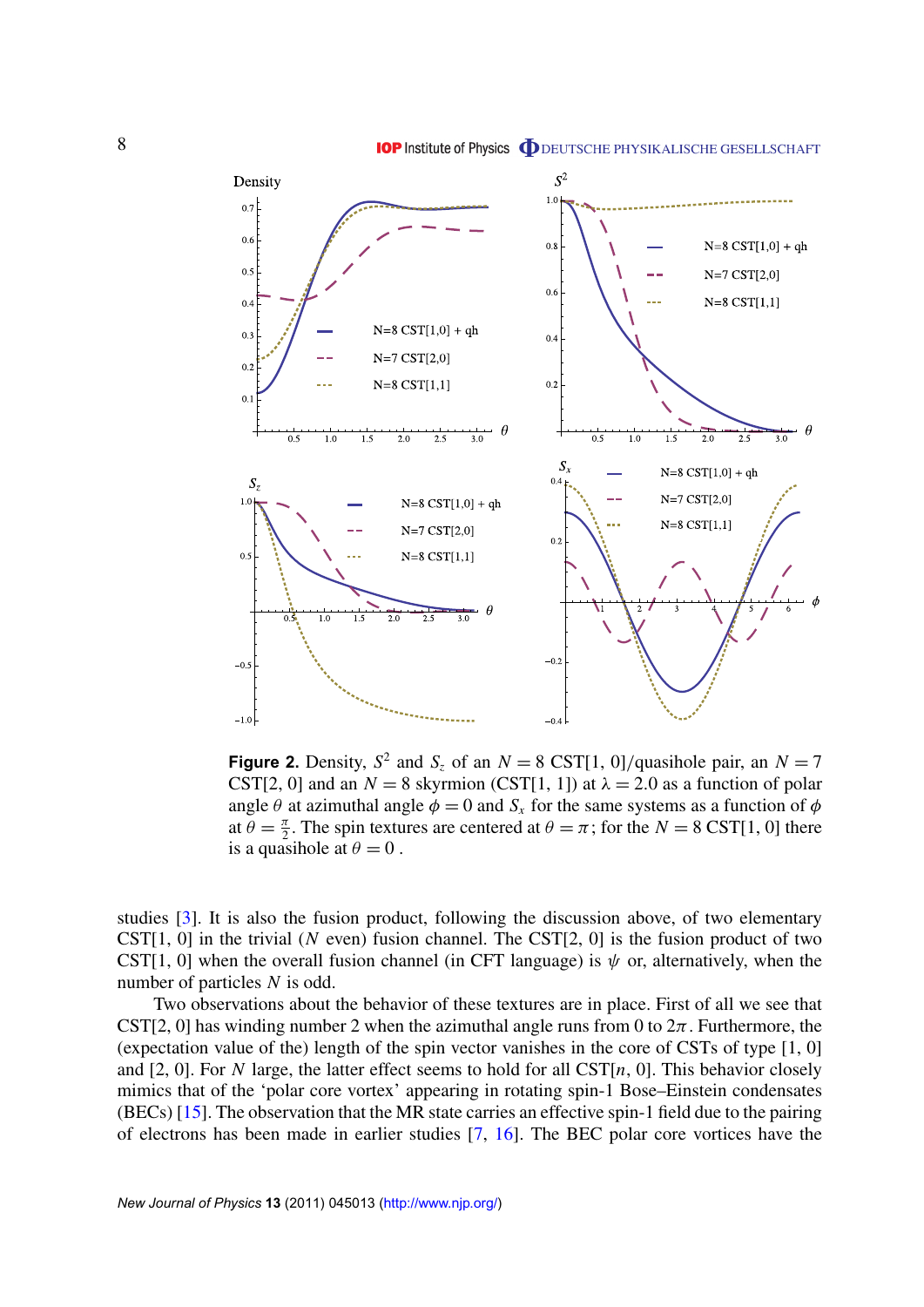**Figure 2.** Density, $S^2$ and $S_z$ of an $N = 8$ CST[1, 0]/quasihole pair, an $N = 7$ CST[2, 0] and an $N = 8$ skyrmion (CST[1, 1]) at $\lambda = 2.0$ as a function of polar angle $\theta$ at azimuthal angle $\phi = 0$ and $S_x$ for the same systems as a function of $\phi$ at $\theta = \frac{\pi}{2}$. The spin textures are centered at $\theta = \pi$; for the $N = 8$ CST[1, 0] there is a quasihole at $\theta = 0$.

studies [3]. It is also the fusion product, following the discussion above, of two elementary CST[1, 0] in the trivial ($N$ even) fusion channel. The CST[2, 0] is the fusion product of two CST[1, 0] when the overall fusion channel (in CFT language) is $\psi$ or, alternatively, when the number of particles $N$ is odd.

Two observations about the behavior of these textures are in place. First of all we see that CST[2, 0] has winding number 2 when the azimuthal angle runs from 0 to $2\pi$. Furthermore, the (expectation value of the) length of the spin vector vanishes in the core of CSTs of type [1, 0] and [2, 0]. For $N$ large, the latter effect seems to hold for all CST[$n$, 0]. This behavior closely mimics that of the 'polar core vortex' appearing in rotating spin-1 Bose–Einstein condensates (BECs) [15]. The observation that the MR state carries an effective spin-1 field due to the pairing of electrons has been made in earlier studies [7, 16]. The BEC polar core vortices have the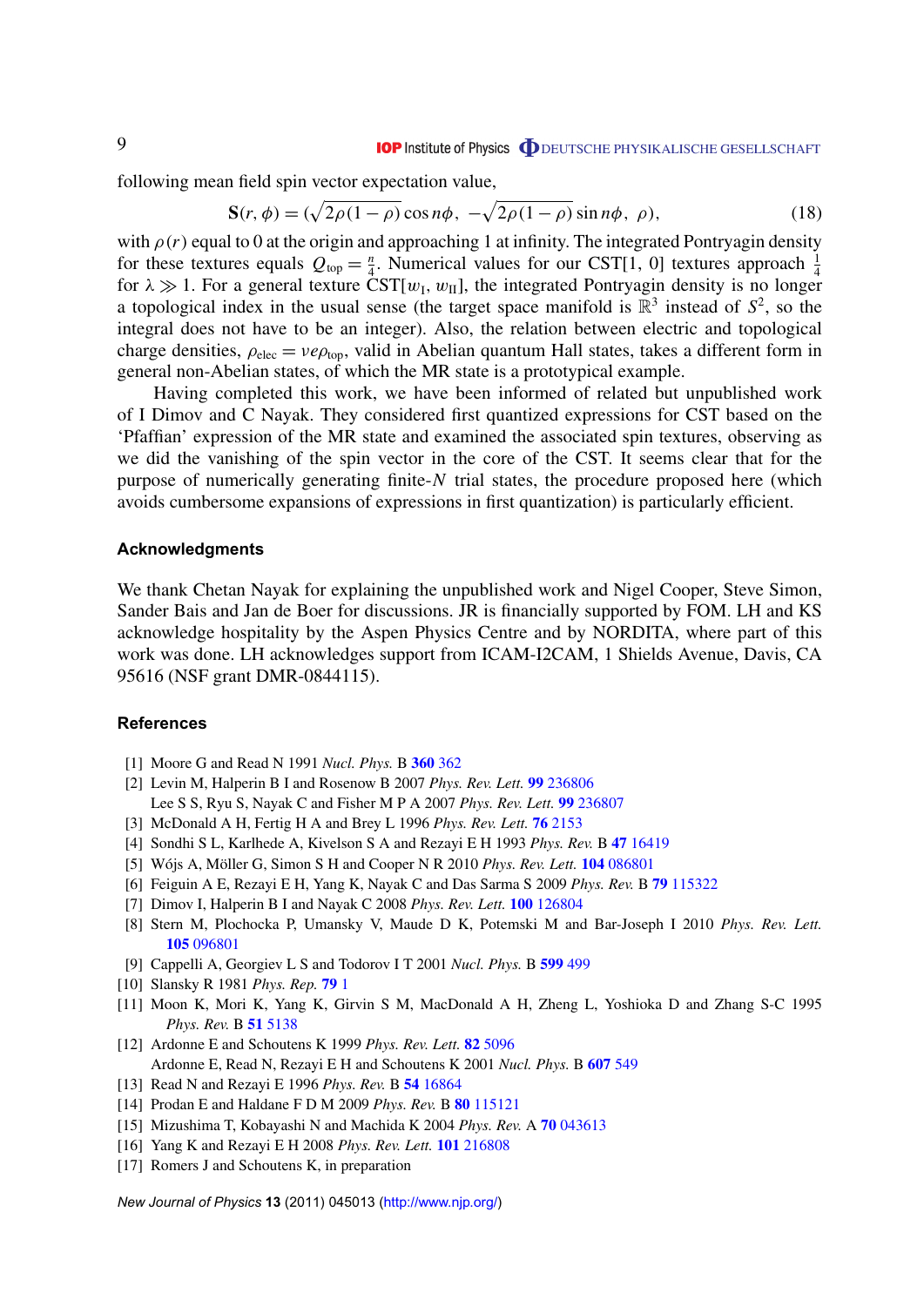following mean field spin vector expectation value,

$$\mathbf{S}(r,\phi) = (\sqrt{2\rho(1-\rho)}\cos n\phi,\ -\sqrt{2\rho(1-\rho)}\sin n\phi,\ \rho), \tag{18}$$

with $\rho(r)$ equal to 0 at the origin and approaching 1 at infinity. The integrated Pontryagin density for these textures equals $Q_{\rm top} = \frac{n}{4}$. Numerical values for our CST[1, 0] textures approach $\frac{1}{4}$ for $\lambda \gg 1$. For a general texture CST[$w_{\rm I}$, $w_{\rm II}$], the integrated Pontryagin density is no longer a topological index in the usual sense (the target space manifold is $\mathbb{R}^3$ instead of $S^2$, so the integral does not have to be an integer). Also, the relation between electric and topological charge densities, $\rho_{\rm elec} = \nu e \rho_{\rm top}$, valid in Abelian quantum Hall states, takes a different form in general non-Abelian states, of which the MR state is a prototypical example.

Having completed this work, we have been informed of related but unpublished work of I Dimov and C Nayak. They considered first quantized expressions for CST based on the 'Pfaffian' expression of the MR state and examined the associated spin textures, observing as we did the vanishing of the spin vector in the core of the CST. It seems clear that for the purpose of numerically generating finite-$N$ trial states, the procedure proposed here (which avoids cumbersome expansions of expressions in first quantization) is particularly efficient.

## Acknowledgments

We thank Chetan Nayak for explaining the unpublished work and Nigel Cooper, Steve Simon, Sander Bais and Jan de Boer for discussions. JR is financially supported by FOM. LH and KS acknowledge hospitality by the Aspen Physics Centre and by NORDITA, where part of this work was done. LH acknowledges support from ICAM-I2CAM, 1 Shields Avenue, Davis, CA 95616 (NSF grant DMR-0844115).

## References

[1] Moore G and Read N 1991 *Nucl. Phys.* B **360** 362

[2] Levin M, Halperin B I and Rosenow B 2007 *Phys. Rev. Lett.* **99** 236806
Lee S S, Ryu S, Nayak C and Fisher M P A 2007 *Phys. Rev. Lett.* **99** 236807

[3] McDonald A H, Fertig H A and Brey L 1996 *Phys. Rev. Lett.* **76** 2153

[4] Sondhi S L, Karlhede A, Kivelson S A and Rezayi E H 1993 *Phys. Rev.* B **47** 16419

[5] Wójs A, Möller G, Simon S H and Cooper N R 2010 *Phys. Rev. Lett.* **104** 086801

[6] Feiguin A E, Rezayi E H, Yang K, Nayak C and Das Sarma S 2009 *Phys. Rev.* B **79** 115322

[7] Dimov I, Halperin B I and Nayak C 2008 *Phys. Rev. Lett.* **100** 126804

[8] Stern M, Plochocka P, Umansky V, Maude D K, Potemski M and Bar-Joseph I 2010 *Phys. Rev. Lett.* **105** 096801

[9] Cappelli A, Georgiev L S and Todorov I T 2001 *Nucl. Phys.* B **599** 499

[10] Slansky R 1981 *Phys. Rep.* **79** 1

[11] Moon K, Mori K, Yang K, Girvin S M, MacDonald A H, Zheng L, Yoshioka D and Zhang S-C 1995 *Phys. Rev.* B **51** 5138

[12] Ardonne E and Schoutens K 1999 *Phys. Rev. Lett.* **82** 5096
Ardonne E, Read N, Rezayi E H and Schoutens K 2001 *Nucl. Phys.* B **607** 549

[13] Read N and Rezayi E 1996 *Phys. Rev.* B **54** 16864

[14] Prodan E and Haldane F D M 2009 *Phys. Rev.* B **80** 115121

[15] Mizushima T, Kobayashi N and Machida K 2004 *Phys. Rev.* A **70** 043613

[16] Yang K and Rezayi E H 2008 *Phys. Rev. Lett.* **101** 216808

[17] Romers J and Schoutens K, in preparation